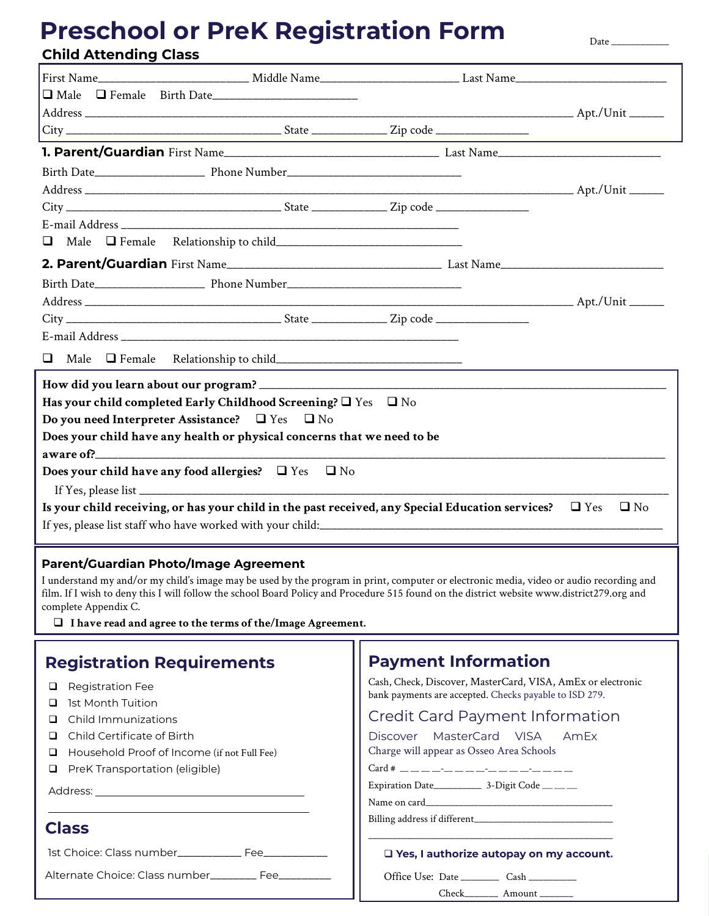# Preschool or PreK Registration Form

Date ___________

## Child Attending Class

First Name________________________ Middle Name______________________ Last Name________________________

❑ Male ❑ Female Birth Date______________________

Address ___________________________________________________________________________ Apt./Unit ______

City __________________________________ State ____________ Zip code _______________

**1. Parent/Guardian** First Name__________________________________ Last Name__________________________

Birth Date_________________ Phone Number___________________________

Address ___________________________________________________________________________ Apt./Unit ______

City __________________________________ State ____________ Zip code _______________

E-mail Address ___________________________________________________________

❑ Male ❑ Female Relationship to child_____________________________

**2. Parent/Guardian** First Name__________________________________ Last Name__________________________

Birth Date_________________ Phone Number___________________________

Address ___________________________________________________________________________ Apt./Unit ______

City __________________________________ State ____________ Zip code _______________

E-mail Address ___________________________________________________________

❑ Male ❑ Female Relationship to child_____________________________

**How did you learn about our program?** ___________________________________________________________

**Has your child completed Early Childhood Screening?** ❑ Yes ❑ No

**Do you need Interpreter Assistance?** ❑ Yes ❑ No

**Does your child have any health or physical concerns that we need to be aware of?**_________________________________________________________________

**Does your child have any food allergies?** ❑ Yes ❑ No

If Yes, please list ________________________________________________________________________

**Is your child receiving, or has your child in the past received, any Special Education services?** ❑ Yes ❑ No

If yes, please list staff who have worked with your child:_____________________________________________

### Parent/Guardian Photo/Image Agreement

I understand my and/or my child's image may be used by the program in print, computer or electronic media, video or audio recording and film. If I wish to deny this I will follow the school Board Policy and Procedure 515 found on the district website www.district279.org and complete Appendix C.

❑ **I have read and agree to the terms of the/Image Agreement.**

## Registration Requirements

- ❑ Registration Fee
- ❑ 1st Month Tuition
- ❑ Child Immunizations
- ❑ Child Certificate of Birth
- ❑ Household Proof of Income (if not Full Fee)
- ❑ PreK Transportation (eligible)

Address: ____________________________________

_____________________________________________

## Class

1st Choice: Class number___________ Fee___________

Alternate Choice: Class number________ Fee_________

## Payment Information

Cash, Check, Discover, MasterCard, VISA, AmEx or electronic bank payments are accepted. Checks payable to ISD 279.

### Credit Card Payment Information

Discover MasterCard VISA AmEx

Charge will appear as Osseo Area Schools

Card # _ _ _ _-_ _ _ _-_ _ _ _-_ _ _ _

Expiration Date_________ 3-Digit Code _ _ _

Name on card__________________________________

Billing address if different______________________________

_____________________________________________

❑ **Yes, I authorize autopay on my account.**

Office Use: Date _______ Cash _________

Check_______ Amount _______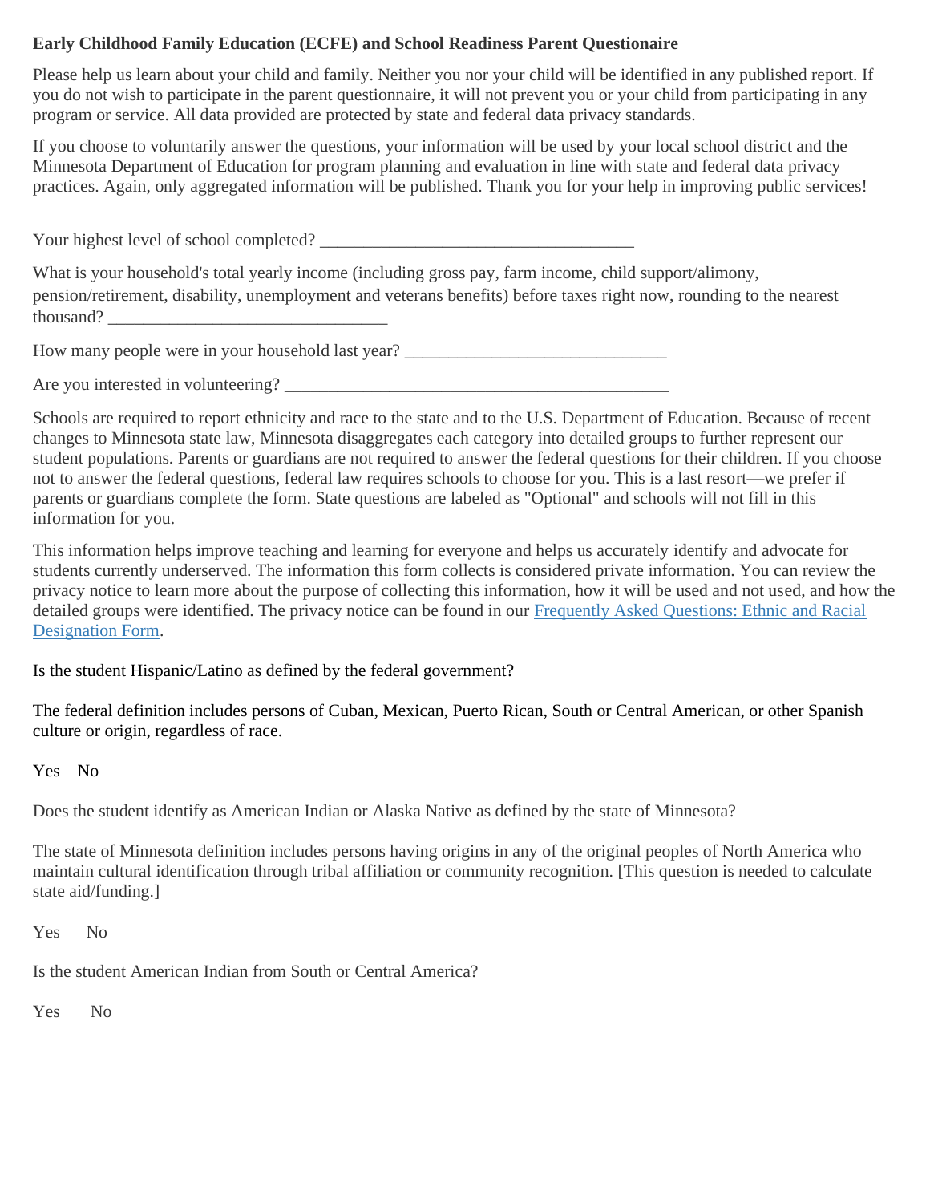**Early Childhood Family Education (ECFE) and School Readiness Parent Questionaire**

Please help us learn about your child and family. Neither you nor your child will be identified in any published report. If you do not wish to participate in the parent questionnaire, it will not prevent you or your child from participating in any program or service. All data provided are protected by state and federal data privacy standards.

If you choose to voluntarily answer the questions, your information will be used by your local school district and the Minnesota Department of Education for program planning and evaluation in line with state and federal data privacy practices. Again, only aggregated information will be published. Thank you for your help in improving public services!

Your highest level of school completed? ____________________________________

What is your household's total yearly income (including gross pay, farm income, child support/alimony, pension/retirement, disability, unemployment and veterans benefits) before taxes right now, rounding to the nearest thousand? ________________________________

How many people were in your household last year? ______________________________

Are you interested in volunteering? ____________________________________________

Schools are required to report ethnicity and race to the state and to the U.S. Department of Education. Because of recent changes to Minnesota state law, Minnesota disaggregates each category into detailed groups to further represent our student populations. Parents or guardians are not required to answer the federal questions for their children. If you choose not to answer the federal questions, federal law requires schools to choose for you. This is a last resort—we prefer if parents or guardians complete the form. State questions are labeled as "Optional" and schools will not fill in this information for you.

This information helps improve teaching and learning for everyone and helps us accurately identify and advocate for students currently underserved. The information this form collects is considered private information. You can review the privacy notice to learn more about the purpose of collecting this information, how it will be used and not used, and how the detailed groups were identified. The privacy notice can be found in our [Frequently Asked Questions: Ethnic and Racial Designation Form](#).

Is the student Hispanic/Latino as defined by the federal government?

The federal definition includes persons of Cuban, Mexican, Puerto Rican, South or Central American, or other Spanish culture or origin, regardless of race.

Yes No

Does the student identify as American Indian or Alaska Native as defined by the state of Minnesota?

The state of Minnesota definition includes persons having origins in any of the original peoples of North America who maintain cultural identification through tribal affiliation or community recognition. [This question is needed to calculate state aid/funding.]

Yes No

Is the student American Indian from South or Central America?

Yes No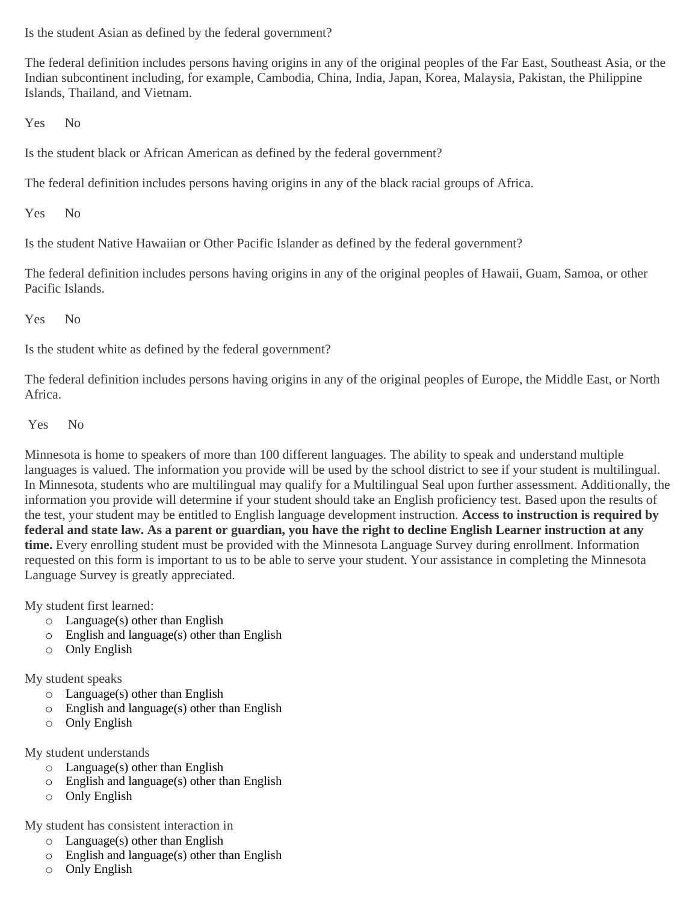Is the student Asian as defined by the federal government?

The federal definition includes persons having origins in any of the original peoples of the Far East, Southeast Asia, or the Indian subcontinent including, for example, Cambodia, China, India, Japan, Korea, Malaysia, Pakistan, the Philippine Islands, Thailand, and Vietnam.

Yes No

Is the student black or African American as defined by the federal government?

The federal definition includes persons having origins in any of the black racial groups of Africa.

Yes No

Is the student Native Hawaiian or Other Pacific Islander as defined by the federal government?

The federal definition includes persons having origins in any of the original peoples of Hawaii, Guam, Samoa, or other Pacific Islands.

Yes No

Is the student white as defined by the federal government?

The federal definition includes persons having origins in any of the original peoples of Europe, the Middle East, or North Africa.

Yes No

Minnesota is home to speakers of more than 100 different languages. The ability to speak and understand multiple languages is valued. The information you provide will be used by the school district to see if your student is multilingual. In Minnesota, students who are multilingual may qualify for a Multilingual Seal upon further assessment. Additionally, the information you provide will determine if your student should take an English proficiency test. Based upon the results of the test, your student may be entitled to English language development instruction. **Access to instruction is required by federal and state law. As a parent or guardian, you have the right to decline English Learner instruction at any time.** Every enrolling student must be provided with the Minnesota Language Survey during enrollment. Information requested on this form is important to us to be able to serve your student. Your assistance in completing the Minnesota Language Survey is greatly appreciated.

My student first learned:

- Language(s) other than English
- English and language(s) other than English
- Only English

My student speaks

- Language(s) other than English
- English and language(s) other than English
- Only English

My student understands

- Language(s) other than English
- English and language(s) other than English
- Only English

My student has consistent interaction in

- Language(s) other than English
- English and language(s) other than English
- Only English